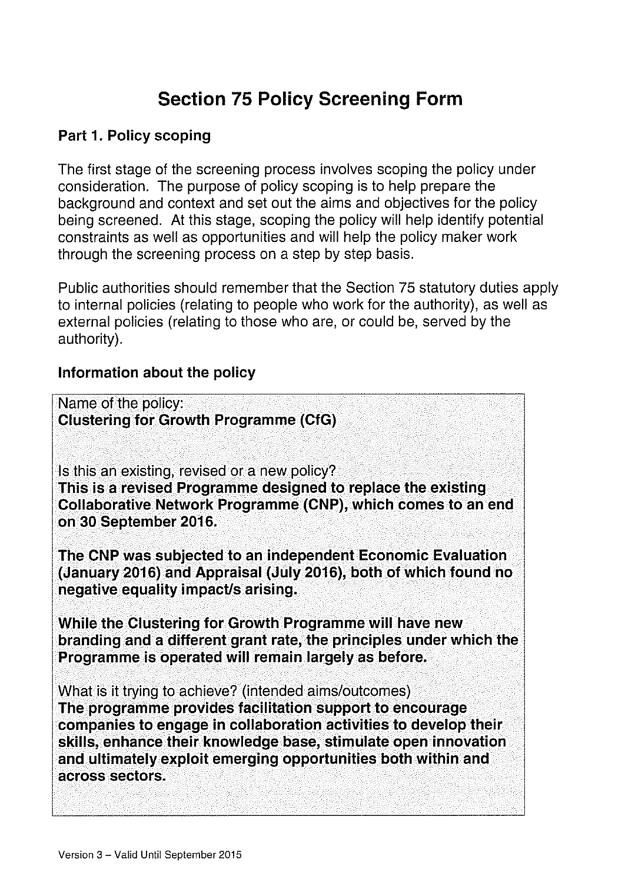# Section 75 Policy Screening Form

## Part 1. Policy scoping

The first stage of the screening process involves scoping the policy under consideration. The purpose of policy scoping is to help prepare the background and context and set out the aims and objectives for the policy being screened. At this stage, scoping the policy will help identify potential constraints as well as opportunities and will help the policy maker work through the screening process on a step by step basis.

Public authorities should remember that the Section 75 statutory duties apply to internal policies (relating to people who work for the authority), as well as external policies (relating to those who are, or could be, served by the authority).

### Information about the policy

Name of the policy:
**Clustering for Growth Programme (CfG)**

Is this an existing, revised or a new policy?
**This is a revised Programme designed to replace the existing Collaborative Network Programme (CNP), which comes to an end on 30 September 2016.**

**The CNP was subjected to an independent Economic Evaluation (January 2016) and Appraisal (July 2016), both of which found no negative equality impact/s arising.**

**While the Clustering for Growth Programme will have new branding and a different grant rate, the principles under which the Programme is operated will remain largely as before.**

What is it trying to achieve? (intended aims/outcomes)
**The programme provides facilitation support to encourage companies to engage in collaboration activities to develop their skills, enhance their knowledge base, stimulate open innovation and ultimately exploit emerging opportunities both within and across sectors.**

Version 3 – Valid Until September 2015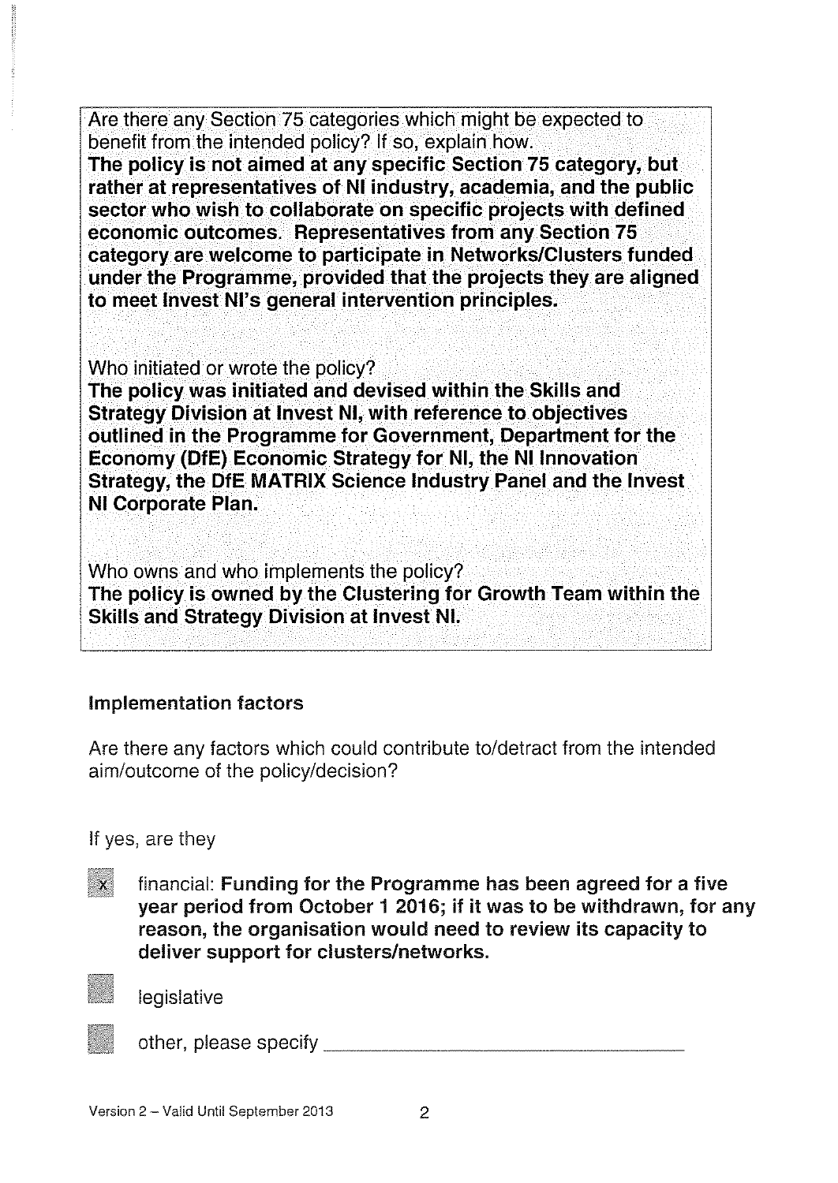Are there any Section 75 categories which might be expected to benefit from the intended policy? If so, explain how.
**The policy is not aimed at any specific Section 75 category, but rather at representatives of NI industry, academia, and the public sector who wish to collaborate on specific projects with defined economic outcomes. Representatives from any Section 75 category are welcome to participate in Networks/Clusters funded under the Programme, provided that the projects they are aligned to meet Invest NI's general intervention principles.**

Who initiated or wrote the policy?
**The policy was initiated and devised within the Skills and Strategy Division at Invest NI, with reference to objectives outlined in the Programme for Government, Department for the Economy (DfE) Economic Strategy for NI, the NI Innovation Strategy, the DfE MATRIX Science Industry Panel and the Invest NI Corporate Plan.**

Who owns and who implements the policy?
**The policy is owned by the Clustering for Growth Team within the Skills and Strategy Division at Invest NI.**

### Implementation factors

Are there any factors which could contribute to/detract from the intended aim/outcome of the policy/decision?

If yes, are they

- [x] financial: **Funding for the Programme has been agreed for a five year period from October 1 2016; if it was to be withdrawn, for any reason, the organisation would need to review its capacity to deliver support for clusters/networks.**
- [ ] legislative
- [ ] other, please specify ______________________________

Version 2 – Valid Until September 2013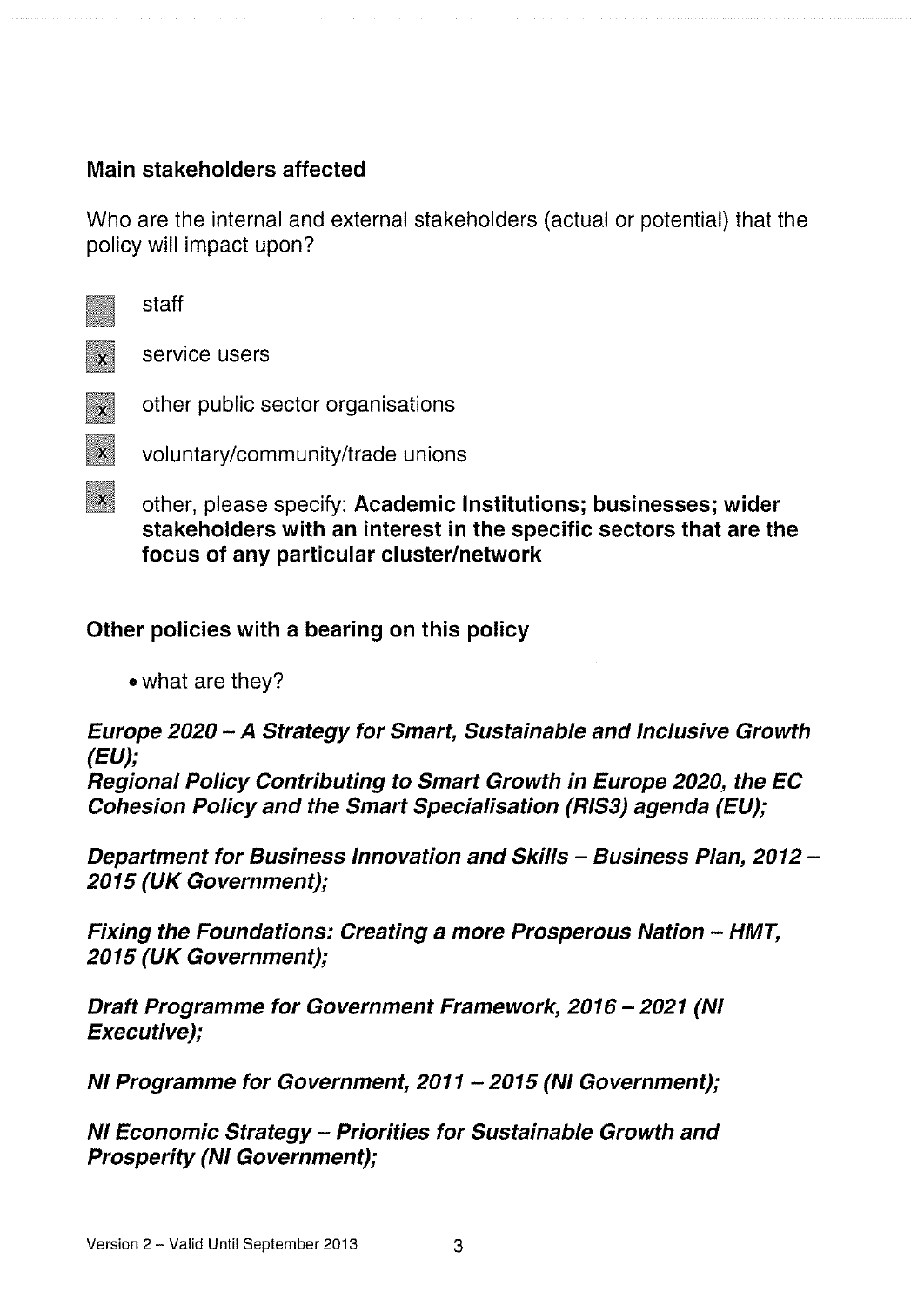**Main stakeholders affected**

Who are the internal and external stakeholders (actual or potential) that the policy will impact upon?

- [ ] staff
- [x] service users
- [x] other public sector organisations
- [x] voluntary/community/trade unions
- [x] other, please specify: **Academic Institutions; businesses; wider stakeholders with an interest in the specific sectors that are the focus of any particular cluster/network**

**Other policies with a bearing on this policy**

- what are they?

***Europe 2020 – A Strategy for Smart, Sustainable and Inclusive Growth (EU);***
***Regional Policy Contributing to Smart Growth in Europe 2020, the EC Cohesion Policy and the Smart Specialisation (RIS3) agenda (EU);***

***Department for Business Innovation and Skills – Business Plan, 2012 – 2015 (UK Government);***

***Fixing the Foundations: Creating a more Prosperous Nation – HMT, 2015 (UK Government);***

***Draft Programme for Government Framework, 2016 – 2021 (NI Executive);***

***NI Programme for Government, 2011 – 2015 (NI Government);***

***NI Economic Strategy – Priorities for Sustainable Growth and Prosperity (NI Government);***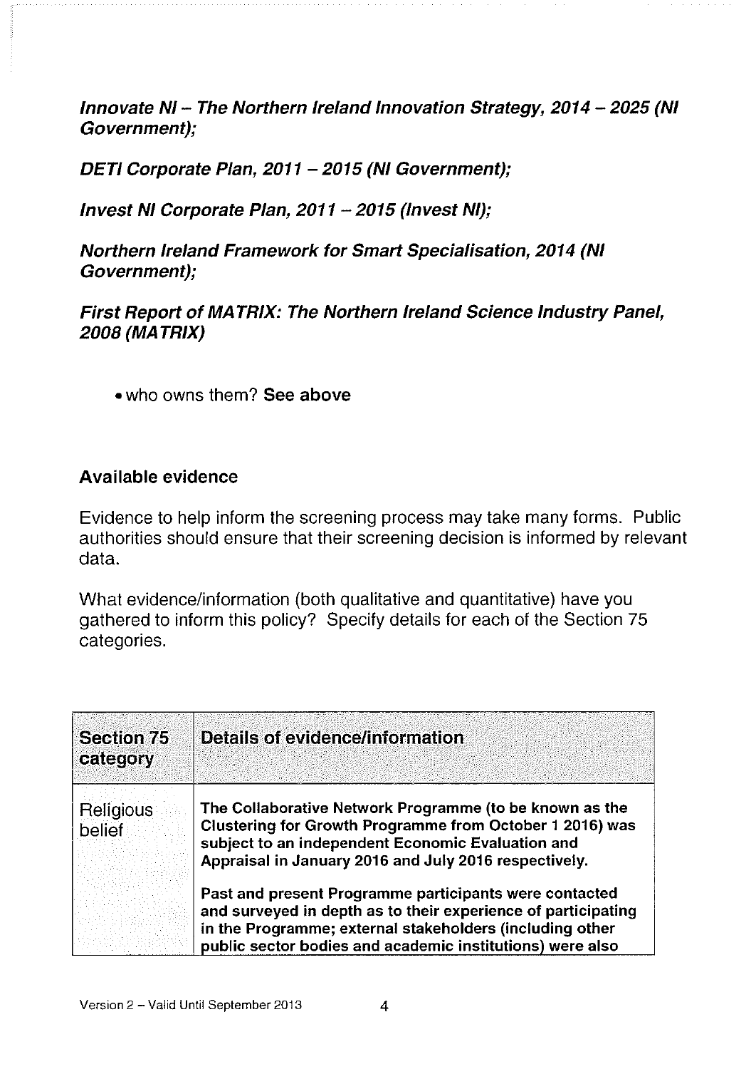***Innovate NI – The Northern Ireland Innovation Strategy, 2014 – 2025 (NI Government);***

***DETI Corporate Plan, 2011 – 2015 (NI Government);***

***Invest NI Corporate Plan, 2011 – 2015 (Invest NI);***

***Northern Ireland Framework for Smart Specialisation, 2014 (NI Government);***

***First Report of MATRIX: The Northern Ireland Science Industry Panel, 2008 (MATRIX)***

- who owns them? **See above**

**Available evidence**

Evidence to help inform the screening process may take many forms. Public authorities should ensure that their screening decision is informed by relevant data.

What evidence/information (both qualitative and quantitative) have you gathered to inform this policy? Specify details for each of the Section 75 categories.

| Section 75 category | Details of evidence/information |
|---|---|
| Religious belief | **The Collaborative Network Programme (to be known as the Clustering for Growth Programme from October 1 2016) was subject to an independent Economic Evaluation and Appraisal in January 2016 and July 2016 respectively.**<br><br>**Past and present Programme participants were contacted and surveyed in depth as to their experience of participating in the Programme; external stakeholders (including other public sector bodies and academic institutions) were also** |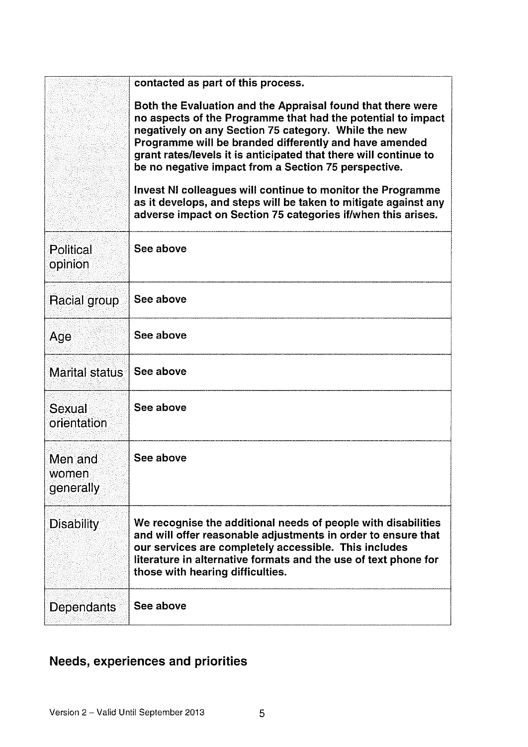| | |
|---|---|
| | **contacted as part of this process.**<br><br>**Both the Evaluation and the Appraisal found that there were no aspects of the Programme that had the potential to impact negatively on any Section 75 category. While the new Programme will be branded differently and have amended grant rates/levels it is anticipated that there will continue to be no negative impact from a Section 75 perspective.**<br><br>**Invest NI colleagues will continue to monitor the Programme as it develops, and steps will be taken to mitigate against any adverse impact on Section 75 categories if/when this arises.** |
| Political opinion | **See above** |
| Racial group | **See above** |
| Age | **See above** |
| Marital status | **See above** |
| Sexual orientation | **See above** |
| Men and women generally | **See above** |
| Disability | **We recognise the additional needs of people with disabilities and will offer reasonable adjustments in order to ensure that our services are completely accessible. This includes literature in alternative formats and the use of text phone for those with hearing difficulties.** |
| Dependants | **See above** |

## Needs, experiences and priorities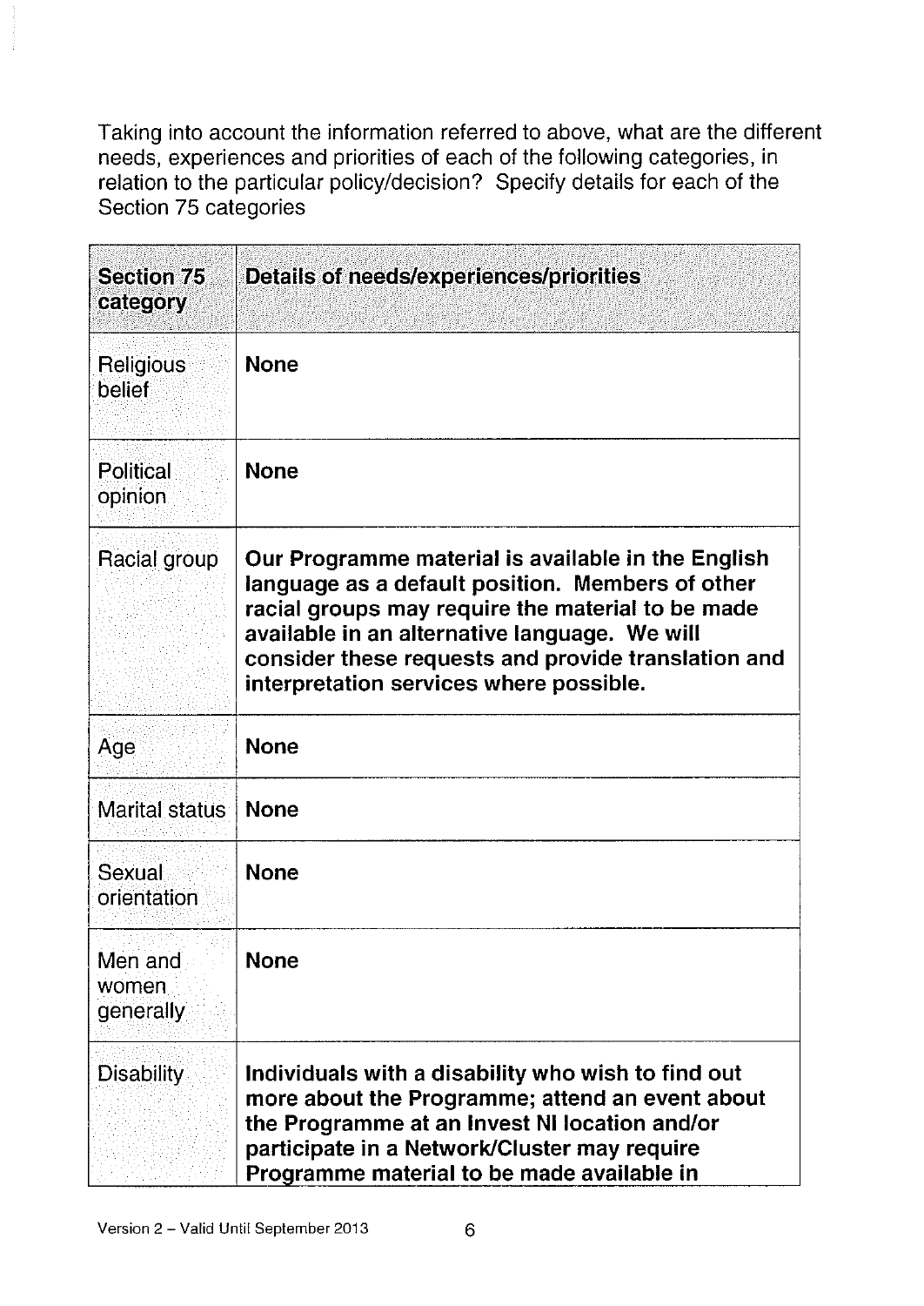Taking into account the information referred to above, what are the different needs, experiences and priorities of each of the following categories, in relation to the particular policy/decision? Specify details for each of the Section 75 categories

| Section 75 category | Details of needs/experiences/priorities |
|---|---|
| Religious belief | **None** |
| Political opinion | **None** |
| Racial group | **Our Programme material is available in the English language as a default position. Members of other racial groups may require the material to be made available in an alternative language. We will consider these requests and provide translation and interpretation services where possible.** |
| Age | **None** |
| Marital status | **None** |
| Sexual orientation | **None** |
| Men and women generally | **None** |
| Disability | **Individuals with a disability who wish to find out more about the Programme; attend an event about the Programme at an Invest NI location and/or participate in a Network/Cluster may require Programme material to be made available in** |

Version 2 – Valid Until September 2013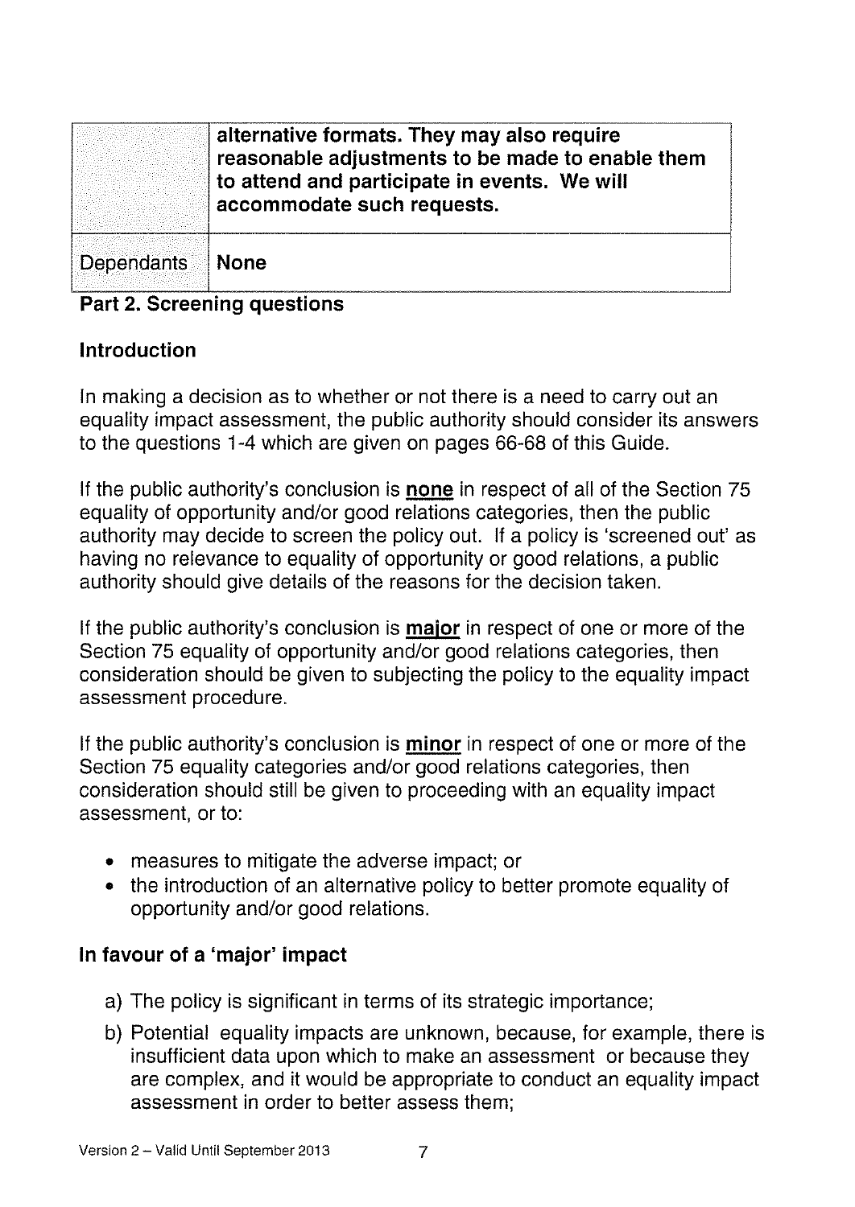|  |  |
| --- | --- |
|  | **alternative formats. They may also require reasonable adjustments to be made to enable them to attend and participate in events. We will accommodate such requests.** |
| Dependants | **None** |

**Part 2. Screening questions**

**Introduction**

In making a decision as to whether or not there is a need to carry out an equality impact assessment, the public authority should consider its answers to the questions 1-4 which are given on pages 66-68 of this Guide.

If the public authority's conclusion is **none** in respect of all of the Section 75 equality of opportunity and/or good relations categories, then the public authority may decide to screen the policy out. If a policy is 'screened out' as having no relevance to equality of opportunity or good relations, a public authority should give details of the reasons for the decision taken.

If the public authority's conclusion is **major** in respect of one or more of the Section 75 equality of opportunity and/or good relations categories, then consideration should be given to subjecting the policy to the equality impact assessment procedure.

If the public authority's conclusion is **minor** in respect of one or more of the Section 75 equality categories and/or good relations categories, then consideration should still be given to proceeding with an equality impact assessment, or to:

- measures to mitigate the adverse impact; or
- the introduction of an alternative policy to better promote equality of opportunity and/or good relations.

**In favour of a 'major' impact**

a) The policy is significant in terms of its strategic importance;

b) Potential equality impacts are unknown, because, for example, there is insufficient data upon which to make an assessment or because they are complex, and it would be appropriate to conduct an equality impact assessment in order to better assess them;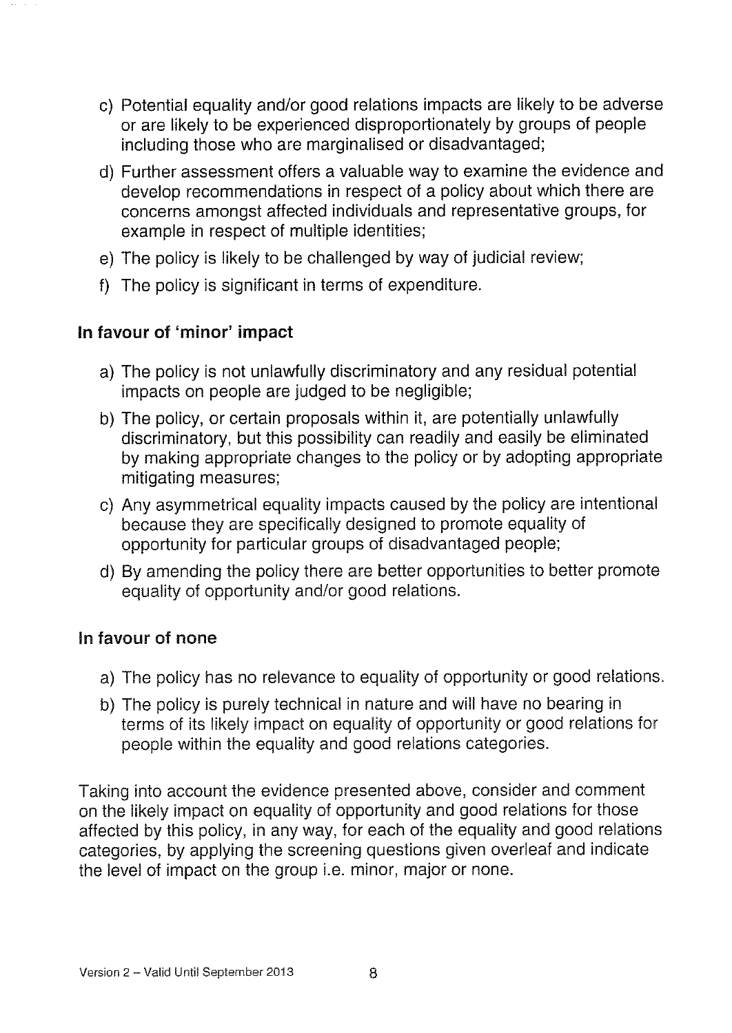c) Potential equality and/or good relations impacts are likely to be adverse or are likely to be experienced disproportionately by groups of people including those who are marginalised or disadvantaged;

d) Further assessment offers a valuable way to examine the evidence and develop recommendations in respect of a policy about which there are concerns amongst affected individuals and representative groups, for example in respect of multiple identities;

e) The policy is likely to be challenged by way of judicial review;

f) The policy is significant in terms of expenditure.

### In favour of 'minor' impact

a) The policy is not unlawfully discriminatory and any residual potential impacts on people are judged to be negligible;

b) The policy, or certain proposals within it, are potentially unlawfully discriminatory, but this possibility can readily and easily be eliminated by making appropriate changes to the policy or by adopting appropriate mitigating measures;

c) Any asymmetrical equality impacts caused by the policy are intentional because they are specifically designed to promote equality of opportunity for particular groups of disadvantaged people;

d) By amending the policy there are better opportunities to better promote equality of opportunity and/or good relations.

### In favour of none

a) The policy has no relevance to equality of opportunity or good relations.

b) The policy is purely technical in nature and will have no bearing in terms of its likely impact on equality of opportunity or good relations for people within the equality and good relations categories.

Taking into account the evidence presented above, consider and comment on the likely impact on equality of opportunity and good relations for those affected by this policy, in any way, for each of the equality and good relations categories, by applying the screening questions given overleaf and indicate the level of impact on the group i.e. minor, major or none.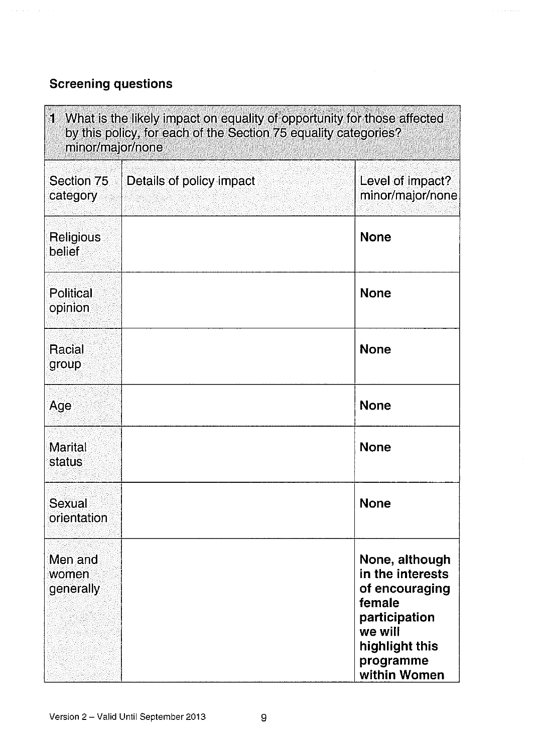## Screening questions

| 1 What is the likely impact on equality of opportunity for those affected by this policy, for each of the Section 75 equality categories? minor/major/none | | |
|---|---|---|
| Section 75 category | Details of policy impact | Level of impact? minor/major/none |
| Religious belief | | **None** |
| Political opinion | | **None** |
| Racial group | | **None** |
| Age | | **None** |
| Marital status | | **None** |
| Sexual orientation | | **None** |
| Men and women generally | | **None, although in the interests of encouraging female participation we will highlight this programme within Women** |

Version 2 – Valid Until September 2013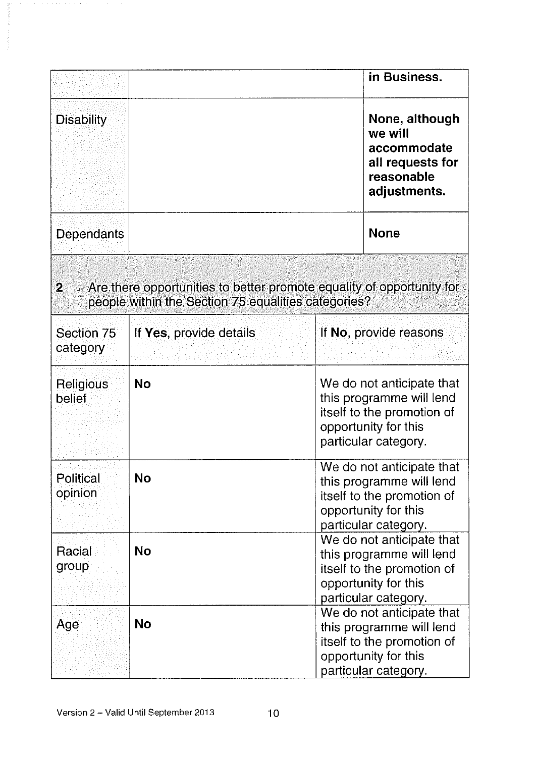| | | |
|---|---|---|
| | | **in Business.** |
| Disability | | **None, although we will accommodate all requests for reasonable adjustments.** |
| Dependants | | **None** |

**2 Are there opportunities to better promote equality of opportunity for people within the Section 75 equalities categories?**

| Section 75 category | If **Yes**, provide details | If **No**, provide reasons |
|---|---|---|
| Religious belief | **No** | We do not anticipate that this programme will lend itself to the promotion of opportunity for this particular category. |
| Political opinion | **No** | We do not anticipate that this programme will lend itself to the promotion of opportunity for this particular category. |
| Racial group | **No** | We do not anticipate that this programme will lend itself to the promotion of opportunity for this particular category. |
| Age | **No** | We do not anticipate that this programme will lend itself to the promotion of opportunity for this particular category. |

Version 2 – Valid Until September 2013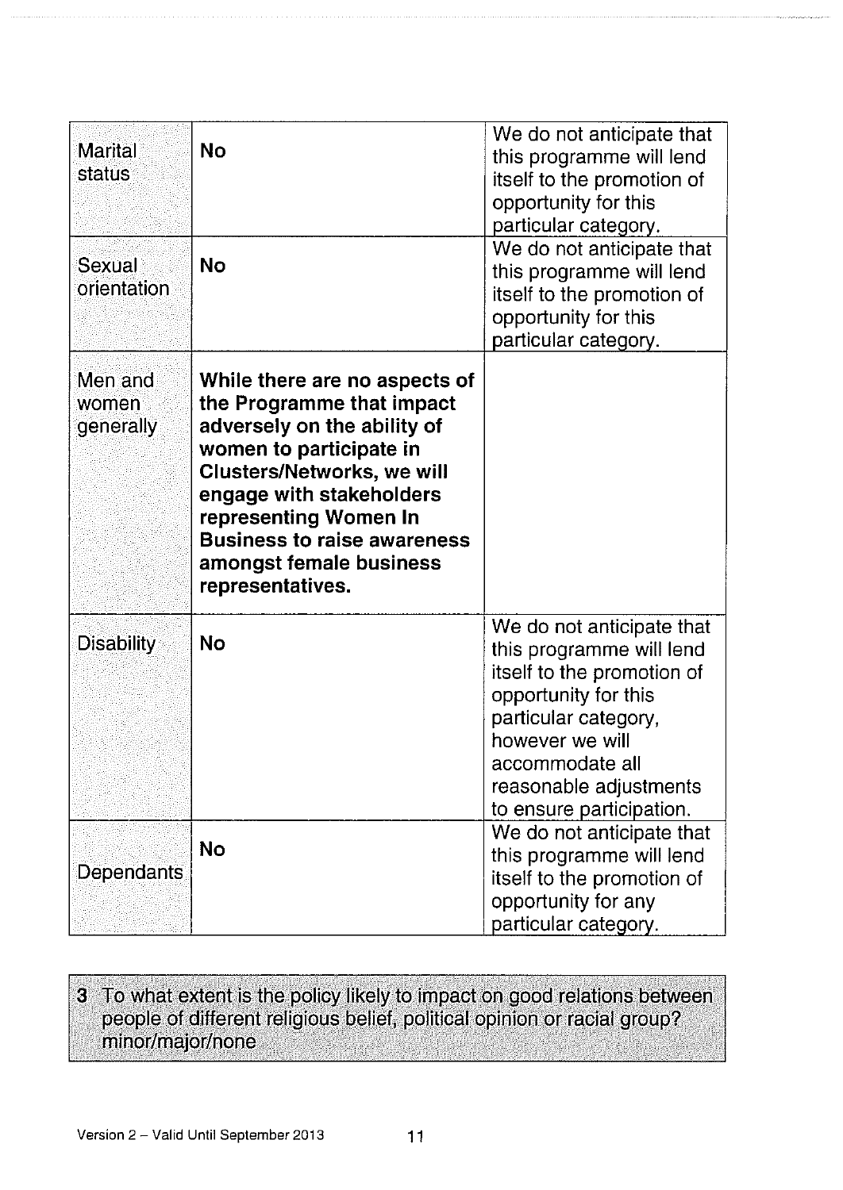| | | |
|---|---|---|
| Marital status | **No** | We do not anticipate that this programme will lend itself to the promotion of opportunity for this particular category. |
| Sexual orientation | **No** | We do not anticipate that this programme will lend itself to the promotion of opportunity for this particular category. |
| Men and women generally | **While there are no aspects of the Programme that impact adversely on the ability of women to participate in Clusters/Networks, we will engage with stakeholders representing Women In Business to raise awareness amongst female business representatives.** | |
| Disability | **No** | We do not anticipate that this programme will lend itself to the promotion of opportunity for this particular category, however we will accommodate all reasonable adjustments to ensure participation. |
| Dependants | **No** | We do not anticipate that this programme will lend itself to the promotion of opportunity for any particular category. |

**3** To what extent is the policy likely to impact on good relations between people of different religious belief, political opinion or racial group? minor/major/none

Version 2 – Valid Until September 2013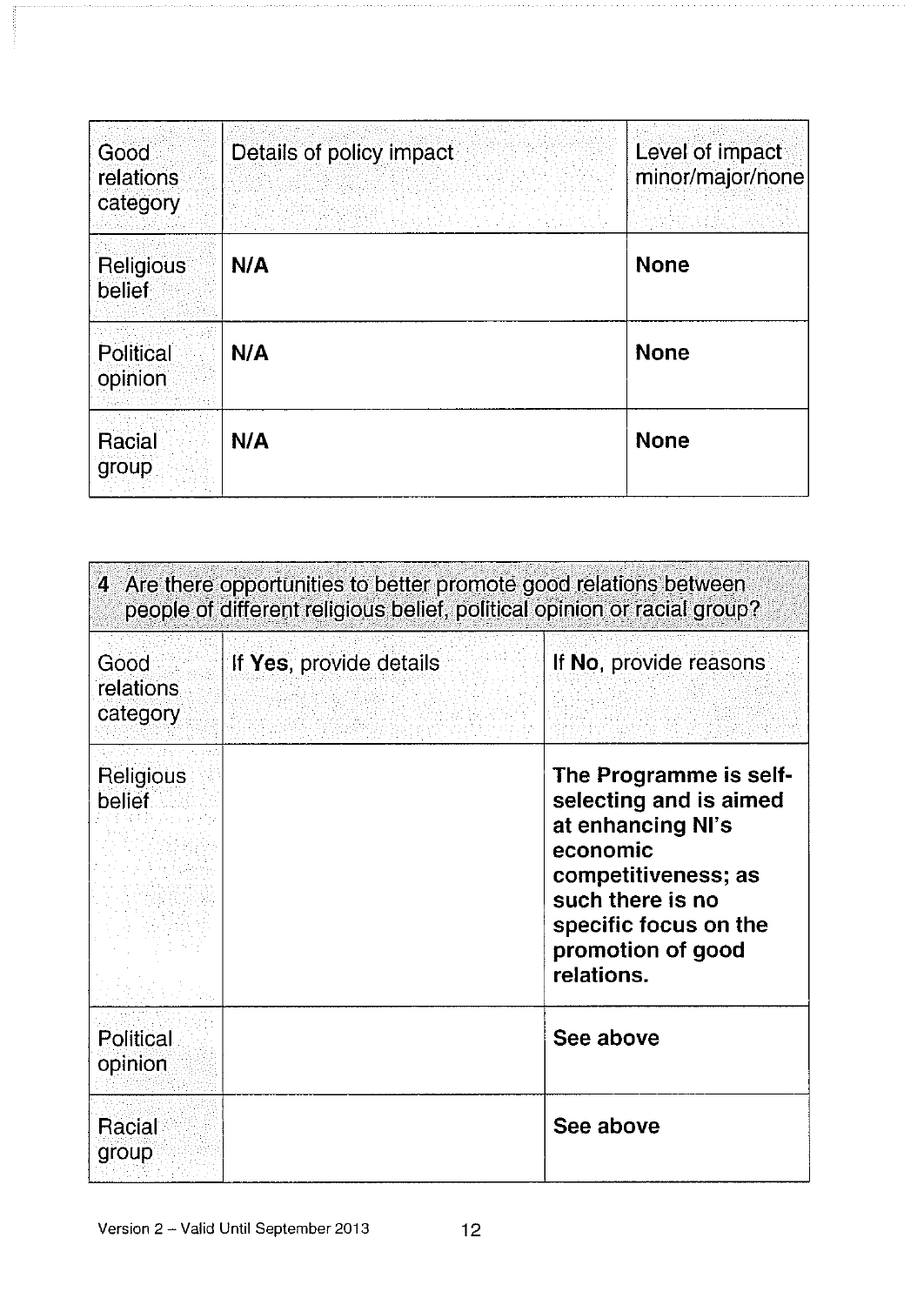| Good relations category | Details of policy impact | Level of impact minor/major/none |
| --- | --- | --- |
| Religious belief | **N/A** | **None** |
| Political opinion | **N/A** | **None** |
| Racial group | **N/A** | **None** |

| **4** Are there opportunities to better promote good relations between people of different religious belief, political opinion or racial group? | | |
| --- | --- | --- |
| Good relations category | If **Yes**, provide details | If **No**, provide reasons |
| Religious belief | | **The Programme is self-selecting and is aimed at enhancing NI's economic competitiveness; as such there is no specific focus on the promotion of good relations.** |
| Political opinion | | **See above** |
| Racial group | | **See above** |

Version 2 – Valid Until September 2013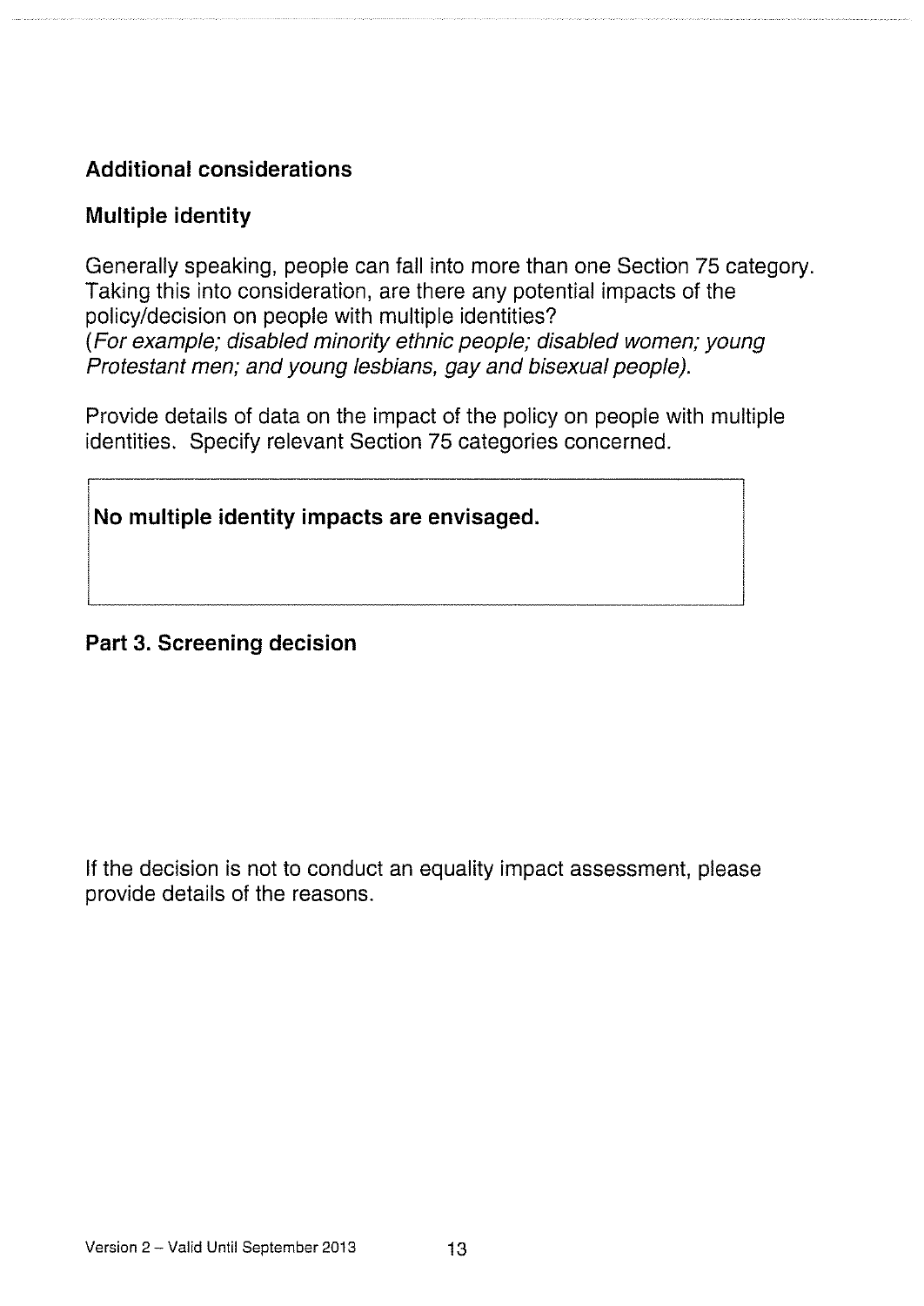**Additional considerations**

**Multiple identity**

Generally speaking, people can fall into more than one Section 75 category. Taking this into consideration, are there any potential impacts of the policy/decision on people with multiple identities?
(*For example; disabled minority ethnic people; disabled women; young Protestant men; and young lesbians, gay and bisexual people*).

Provide details of data on the impact of the policy on people with multiple identities. Specify relevant Section 75 categories concerned.

| **No multiple identity impacts are envisaged.** |
| --- |

**Part 3. Screening decision**

If the decision is not to conduct an equality impact assessment, please provide details of the reasons.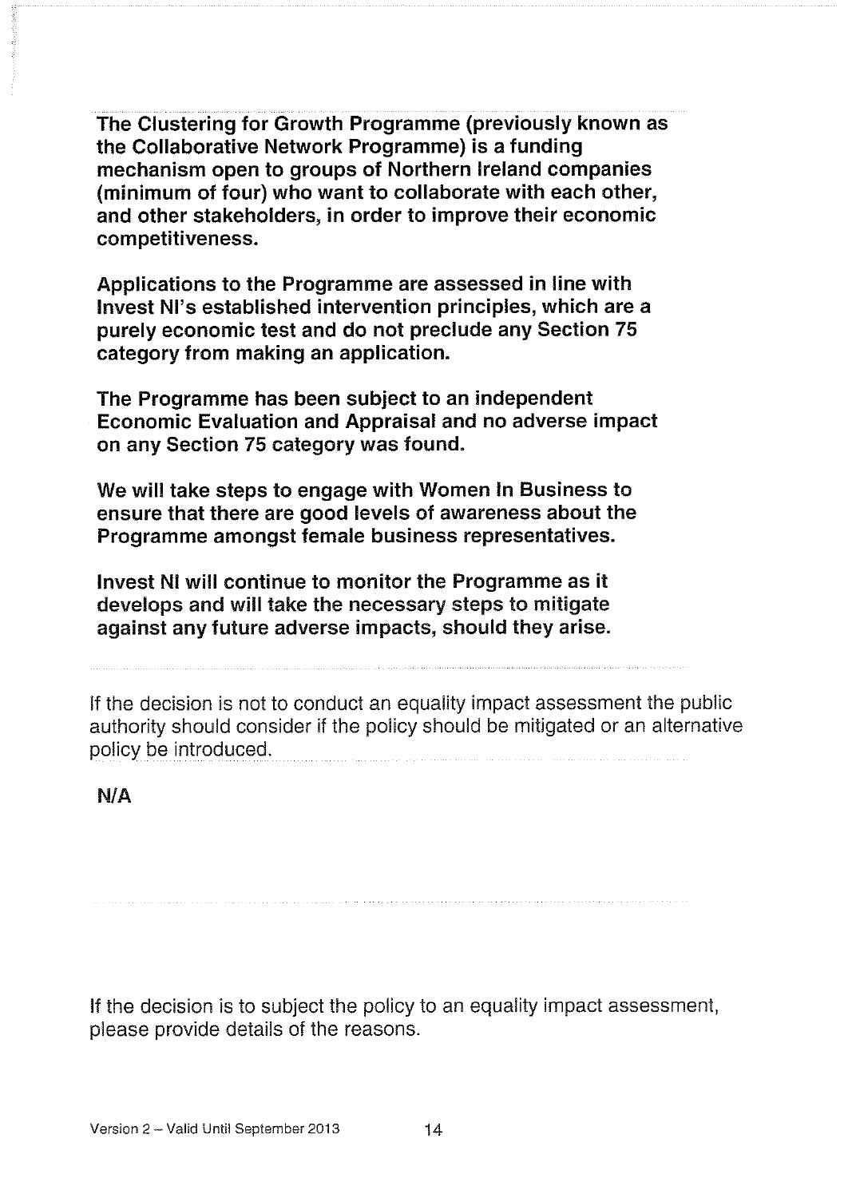**The Clustering for Growth Programme (previously known as the Collaborative Network Programme) is a funding mechanism open to groups of Northern Ireland companies (minimum of four) who want to collaborate with each other, and other stakeholders, in order to improve their economic competitiveness.**

**Applications to the Programme are assessed in line with Invest NI's established intervention principles, which are a purely economic test and do not preclude any Section 75 category from making an application.**

**The Programme has been subject to an independent Economic Evaluation and Appraisal and no adverse impact on any Section 75 category was found.**

**We will take steps to engage with Women In Business to ensure that there are good levels of awareness about the Programme amongst female business representatives.**

**Invest NI will continue to monitor the Programme as it develops and will take the necessary steps to mitigate against any future adverse impacts, should they arise.**

If the decision is not to conduct an equality impact assessment the public authority should consider if the policy should be mitigated or an alternative policy be introduced.

**N/A**

If the decision is to subject the policy to an equality impact assessment, please provide details of the reasons.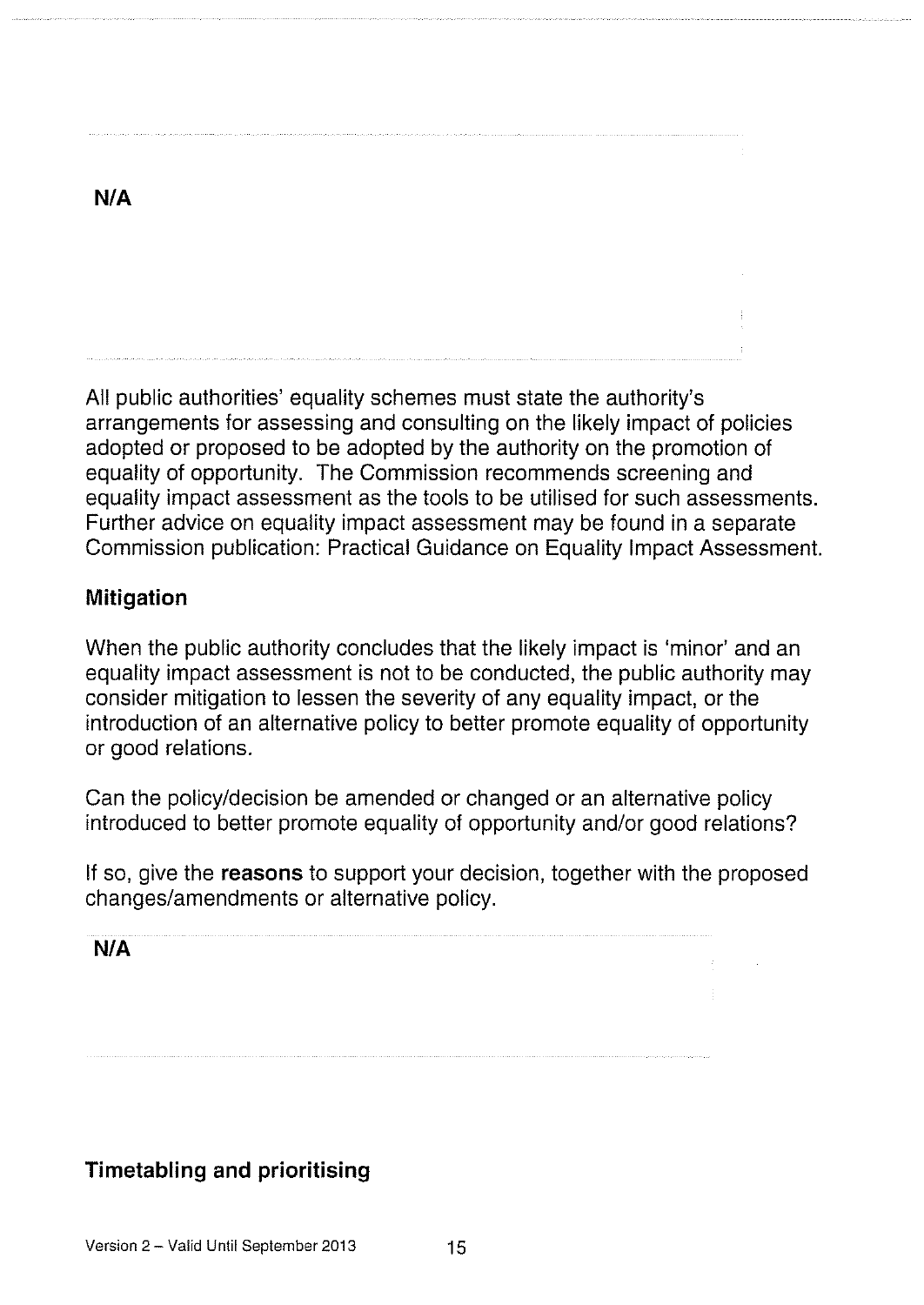**N/A**

All public authorities' equality schemes must state the authority's arrangements for assessing and consulting on the likely impact of policies adopted or proposed to be adopted by the authority on the promotion of equality of opportunity. The Commission recommends screening and equality impact assessment as the tools to be utilised for such assessments. Further advice on equality impact assessment may be found in a separate Commission publication: Practical Guidance on Equality Impact Assessment.

### Mitigation

When the public authority concludes that the likely impact is 'minor' and an equality impact assessment is not to be conducted, the public authority may consider mitigation to lessen the severity of any equality impact, or the introduction of an alternative policy to better promote equality of opportunity or good relations.

Can the policy/decision be amended or changed or an alternative policy introduced to better promote equality of opportunity and/or good relations?

If so, give the **reasons** to support your decision, together with the proposed changes/amendments or alternative policy.

**N/A**

## Timetabling and prioritising

Version 2 – Valid Until September 2013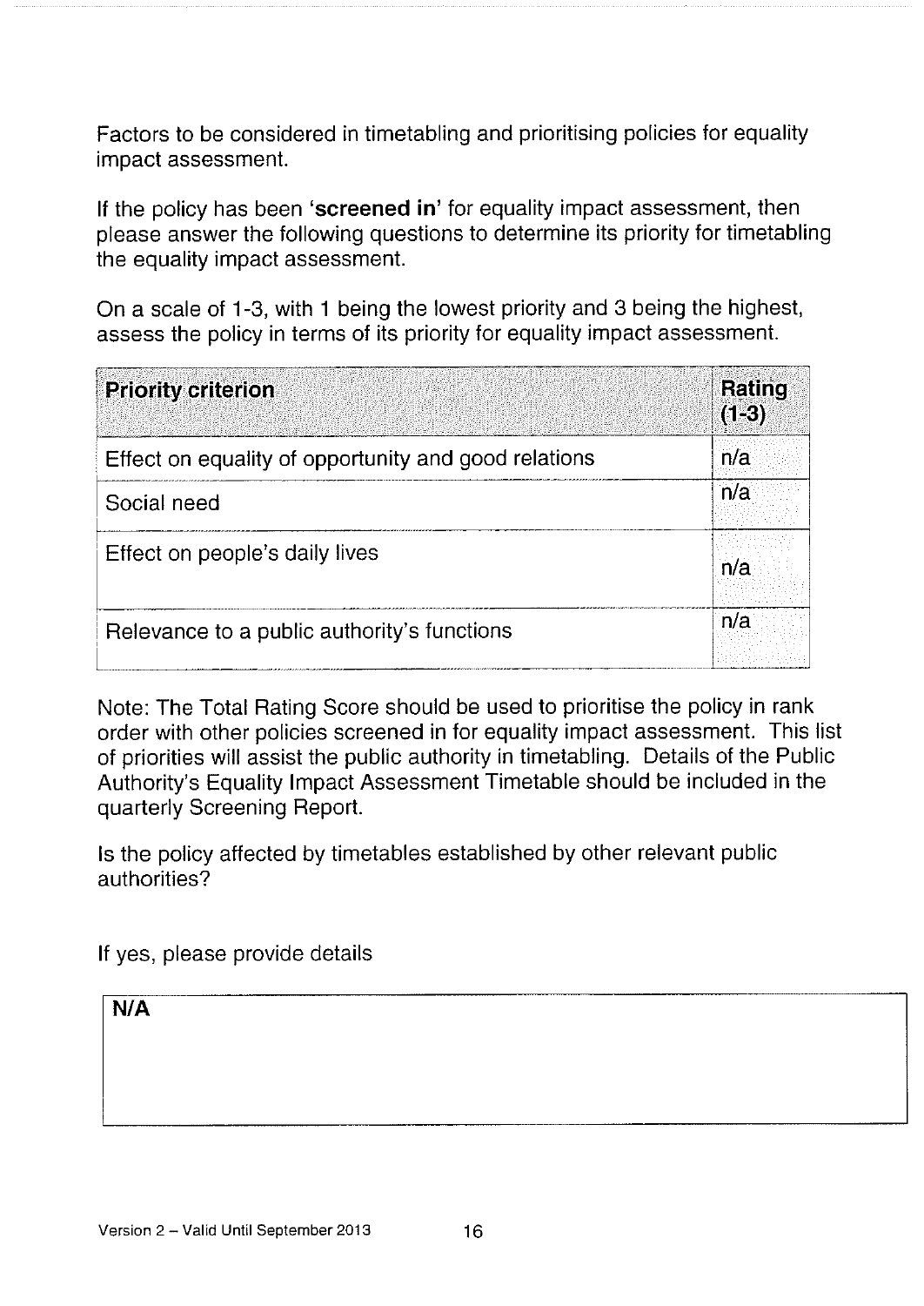Factors to be considered in timetabling and prioritising policies for equality impact assessment.

If the policy has been '**screened in**' for equality impact assessment, then please answer the following questions to determine its priority for timetabling the equality impact assessment.

On a scale of 1-3, with 1 being the lowest priority and 3 being the highest, assess the policy in terms of its priority for equality impact assessment.

| **Priority criterion** | **Rating (1-3)** |
|---|---|
| Effect on equality of opportunity and good relations | n/a |
| Social need | n/a |
| Effect on people's daily lives | n/a |
| Relevance to a public authority's functions | n/a |

Note: The Total Rating Score should be used to prioritise the policy in rank order with other policies screened in for equality impact assessment. This list of priorities will assist the public authority in timetabling. Details of the Public Authority's Equality Impact Assessment Timetable should be included in the quarterly Screening Report.

Is the policy affected by timetables established by other relevant public authorities?

If yes, please provide details

| **N/A** |
|---|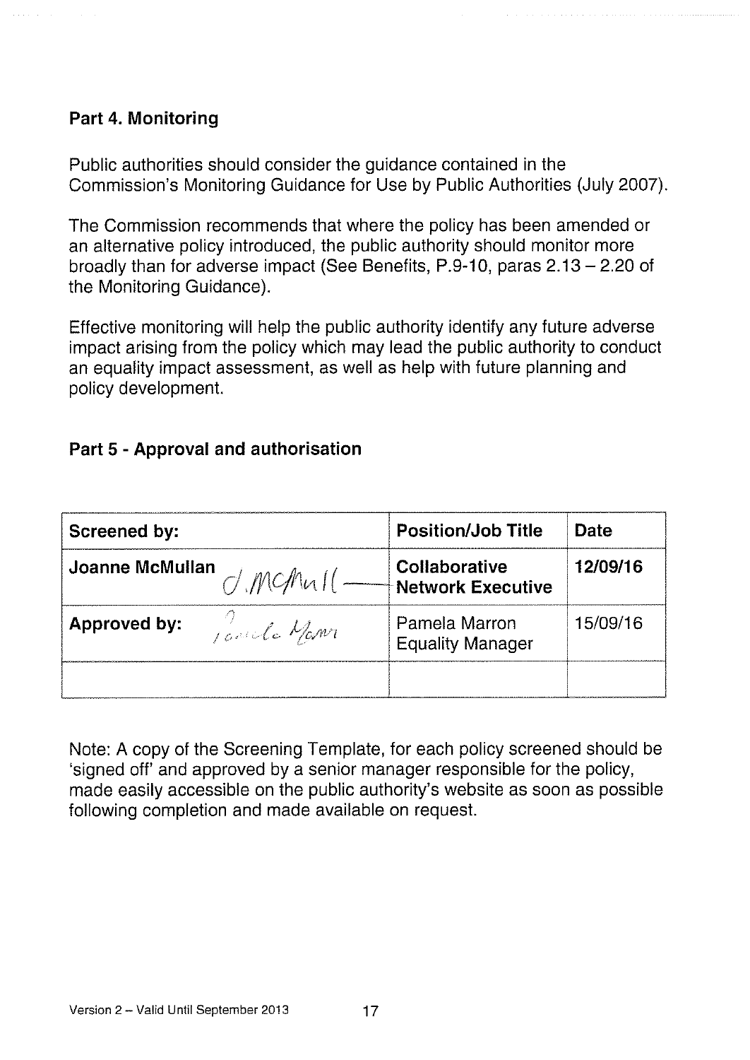## Part 4. Monitoring

Public authorities should consider the guidance contained in the Commission's Monitoring Guidance for Use by Public Authorities (July 2007).

The Commission recommends that where the policy has been amended or an alternative policy introduced, the public authority should monitor more broadly than for adverse impact (See Benefits, P.9-10, paras 2.13 – 2.20 of the Monitoring Guidance).

Effective monitoring will help the public authority identify any future adverse impact arising from the policy which may lead the public authority to conduct an equality impact assessment, as well as help with future planning and policy development.

## Part 5 - Approval and authorisation

| **Screened by:** | **Position/Job Title** | **Date** |
|---|---|---|
| **Joanne McMullan** J.McMull | **Collaborative Network Executive** | **12/09/16** |
| **Approved by:** Pamela Marron | Pamela Marron Equality Manager | 15/09/16 |
| | | |

Note: A copy of the Screening Template, for each policy screened should be 'signed off' and approved by a senior manager responsible for the policy, made easily accessible on the public authority's website as soon as possible following completion and made available on request.

Version 2 – Valid Until September 2013